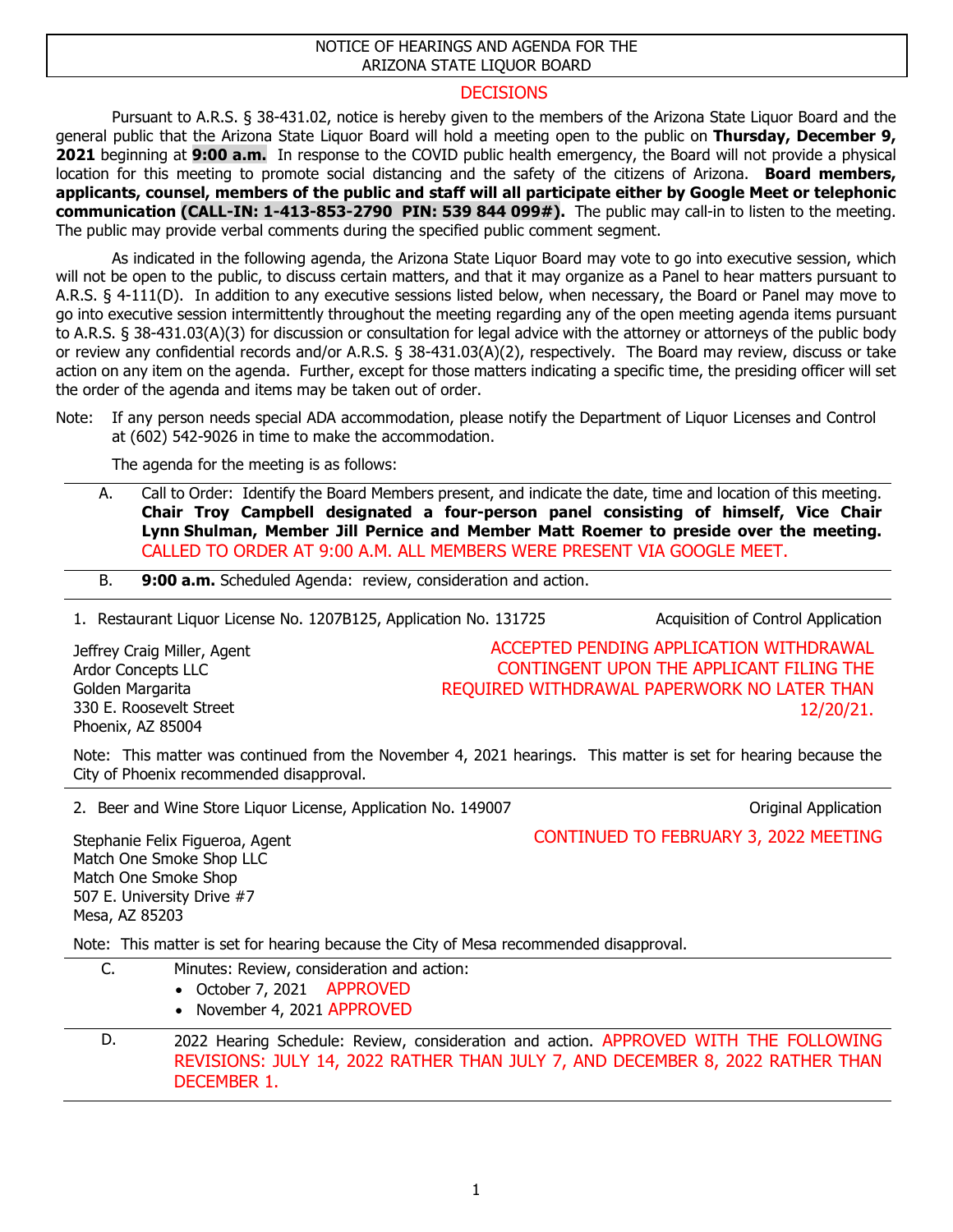# NOTICE OF HEARINGS AND AGENDA FOR THE ARIZONA STATE LIQUOR BOARD

## DECISIONS

Pursuant to A.R.S. § 38-431.02, notice is hereby given to the members of the Arizona State Liquor Board and the general public that the Arizona State Liquor Board will hold a meeting open to the public on **Thursday, December 9, 2021** beginning at **9:00 a.m.** In response to the COVID public health emergency, the Board will not provide a physical location for this meeting to promote social distancing and the safety of the citizens of Arizona. **Board members, applicants, counsel, members of the public and staff will all participate either by Google Meet or telephonic communication (CALL-IN: 1-413-853-2790 PIN: 539 844 099#).** The public may call-in to listen to the meeting. The public may provide verbal comments during the specified public comment segment.

As indicated in the following agenda, the Arizona State Liquor Board may vote to go into executive session, which will not be open to the public, to discuss certain matters, and that it may organize as a Panel to hear matters pursuant to A.R.S. § 4-111(D). In addition to any executive sessions listed below, when necessary, the Board or Panel may move to go into executive session intermittently throughout the meeting regarding any of the open meeting agenda items pursuant to A.R.S. § 38-431.03(A)(3) for discussion or consultation for legal advice with the attorney or attorneys of the public body or review any confidential records and/or A.R.S. § 38-431.03(A)(2), respectively. The Board may review, discuss or take action on any item on the agenda. Further, except for those matters indicating a specific time, the presiding officer will set the order of the agenda and items may be taken out of order.

Note: If any person needs special ADA accommodation, please notify the Department of Liquor Licenses and Control at (602) 542-9026 in time to make the accommodation.

The agenda for the meeting is as follows:

A. Call to Order: Identify the Board Members present, and indicate the date, time and location of this meeting. **Chair Troy Campbell designated a four-person panel consisting of himself, Vice Chair Lynn Shulman, Member Jill Pernice and Member Matt Roemer to preside over the meeting.** CALLED TO ORDER AT 9:00 A.M. ALL MEMBERS WERE PRESENT VIA GOOGLE MEET.

B. **9:00 a.m.** Scheduled Agenda: review, consideration and action.

1. Restaurant Liquor License No. 1207B125, Application No. 131725 — Acquisition of Control Application

Jeffrey Craig Miller, Agent
Ardor Concepts LLC
Golden Margarita
330 E. Roosevelt Street
Phoenix, AZ 85004

ACCEPTED PENDING APPLICATION WITHDRAWAL CONTINGENT UPON THE APPLICANT FILING THE REQUIRED WITHDRAWAL PAPERWORK NO LATER THAN 12/20/21.

Note: This matter was continued from the November 4, 2021 hearings. This matter is set for hearing because the City of Phoenix recommended disapproval.

2. Beer and Wine Store Liquor License, Application No. 149007 — Original Application

Stephanie Felix Figueroa, Agent
Match One Smoke Shop LLC
Match One Smoke Shop
507 E. University Drive #7
Mesa, AZ 85203

CONTINUED TO FEBRUARY 3, 2022 MEETING

Note: This matter is set for hearing because the City of Mesa recommended disapproval.

C. Minutes: Review, consideration and action:
- October 7, 2021 APPROVED
- November 4, 2021 APPROVED

D. 2022 Hearing Schedule: Review, consideration and action. APPROVED WITH THE FOLLOWING REVISIONS: JULY 14, 2022 RATHER THAN JULY 7, AND DECEMBER 8, 2022 RATHER THAN DECEMBER 1.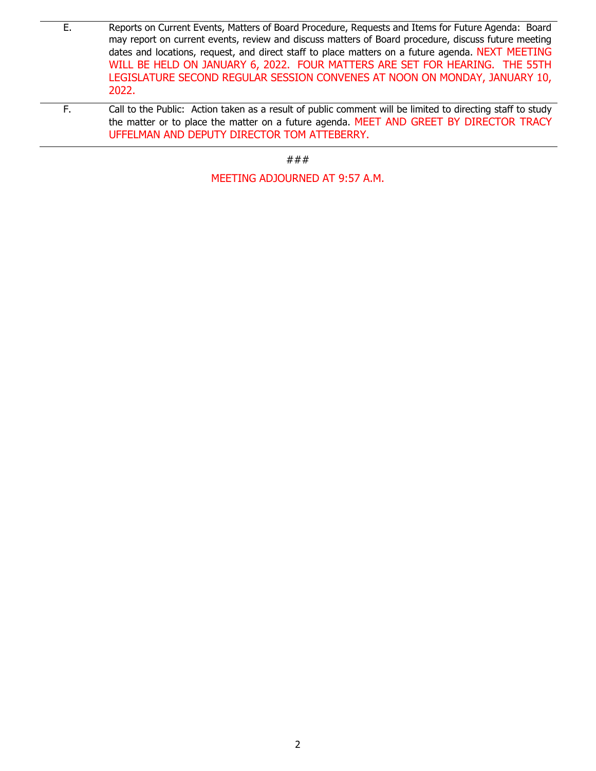E. Reports on Current Events, Matters of Board Procedure, Requests and Items for Future Agenda: Board may report on current events, review and discuss matters of Board procedure, discuss future meeting dates and locations, request, and direct staff to place matters on a future agenda. NEXT MEETING WILL BE HELD ON JANUARY 6, 2022. FOUR MATTERS ARE SET FOR HEARING. THE 55TH LEGISLATURE SECOND REGULAR SESSION CONVENES AT NOON ON MONDAY, JANUARY 10, 2022.

F. Call to the Public: Action taken as a result of public comment will be limited to directing staff to study the matter or to place the matter on a future agenda. MEET AND GREET BY DIRECTOR TRACY UFFELMAN AND DEPUTY DIRECTOR TOM ATTEBERRY.

###

MEETING ADJOURNED AT 9:57 A.M.